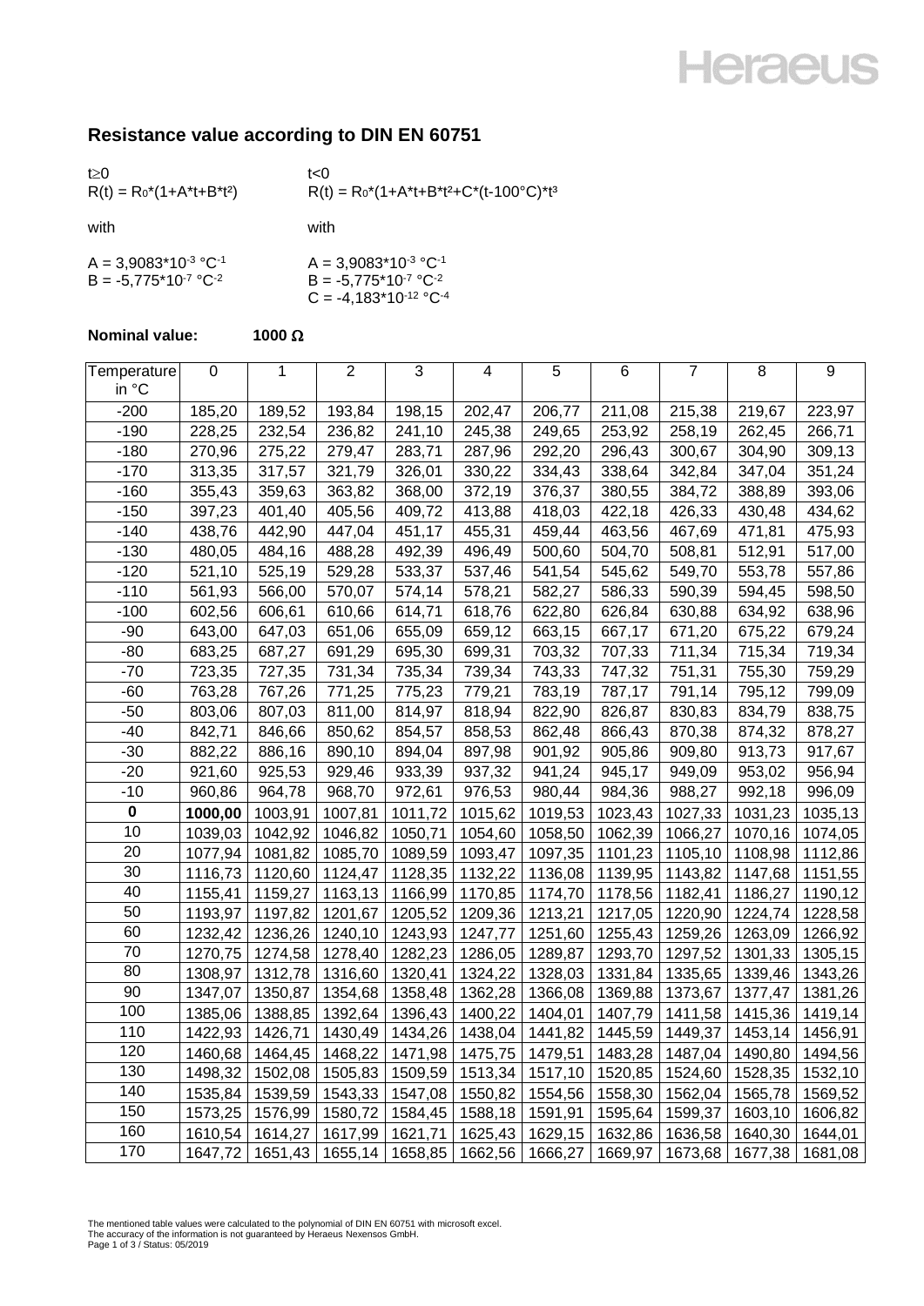Heraeus

## Resistance value according to DIN EN 60751

| $t \geq 0$ | $t < 0$ |
|---|---|
| $R(t) = R_0 \cdot (1 + A \cdot t + B \cdot t^2)$ | $R(t) = R_0 \cdot (1 + A \cdot t + B \cdot t^2 + C \cdot (t - 100°C) \cdot t^3)$ |
| with | with |
| $A = 3{,}9083 \cdot 10^{-3}\ °C^{-1}$ | $A = 3{,}9083 \cdot 10^{-3}\ °C^{-1}$ |
| $B = -5{,}775 \cdot 10^{-7}\ °C^{-2}$ | $B = -5{,}775 \cdot 10^{-7}\ °C^{-2}$ |
| | $C = -4{,}183 \cdot 10^{-12}\ °C^{-4}$ |

**Nominal value:** **1000 Ω**

| Temperature in °C | 0 | 1 | 2 | 3 | 4 | 5 | 6 | 7 | 8 | 9 |
|---|---|---|---|---|---|---|---|---|---|---|
| -200 | 185,20 | 189,52 | 193,84 | 198,15 | 202,47 | 206,77 | 211,08 | 215,38 | 219,67 | 223,97 |
| -190 | 228,25 | 232,54 | 236,82 | 241,10 | 245,38 | 249,65 | 253,92 | 258,19 | 262,45 | 266,71 |
| -180 | 270,96 | 275,22 | 279,47 | 283,71 | 287,96 | 292,20 | 296,43 | 300,67 | 304,90 | 309,13 |
| -170 | 313,35 | 317,57 | 321,79 | 326,01 | 330,22 | 334,43 | 338,64 | 342,84 | 347,04 | 351,24 |
| -160 | 355,43 | 359,63 | 363,82 | 368,00 | 372,19 | 376,37 | 380,55 | 384,72 | 388,89 | 393,06 |
| -150 | 397,23 | 401,40 | 405,56 | 409,72 | 413,88 | 418,03 | 422,18 | 426,33 | 430,48 | 434,62 |
| -140 | 438,76 | 442,90 | 447,04 | 451,17 | 455,31 | 459,44 | 463,56 | 467,69 | 471,81 | 475,93 |
| -130 | 480,05 | 484,16 | 488,28 | 492,39 | 496,49 | 500,60 | 504,70 | 508,81 | 512,91 | 517,00 |
| -120 | 521,10 | 525,19 | 529,28 | 533,37 | 537,46 | 541,54 | 545,62 | 549,70 | 553,78 | 557,86 |
| -110 | 561,93 | 566,00 | 570,07 | 574,14 | 578,21 | 582,27 | 586,33 | 590,39 | 594,45 | 598,50 |
| -100 | 602,56 | 606,61 | 610,66 | 614,71 | 618,76 | 622,80 | 626,84 | 630,88 | 634,92 | 638,96 |
| -90 | 643,00 | 647,03 | 651,06 | 655,09 | 659,12 | 663,15 | 667,17 | 671,20 | 675,22 | 679,24 |
| -80 | 683,25 | 687,27 | 691,29 | 695,30 | 699,31 | 703,32 | 707,33 | 711,34 | 715,34 | 719,34 |
| -70 | 723,35 | 727,35 | 731,34 | 735,34 | 739,34 | 743,33 | 747,32 | 751,31 | 755,30 | 759,29 |
| -60 | 763,28 | 767,26 | 771,25 | 775,23 | 779,21 | 783,19 | 787,17 | 791,14 | 795,12 | 799,09 |
| -50 | 803,06 | 807,03 | 811,00 | 814,97 | 818,94 | 822,90 | 826,87 | 830,83 | 834,79 | 838,75 |
| -40 | 842,71 | 846,66 | 850,62 | 854,57 | 858,53 | 862,48 | 866,43 | 870,38 | 874,32 | 878,27 |
| -30 | 882,22 | 886,16 | 890,10 | 894,04 | 897,98 | 901,92 | 905,86 | 909,80 | 913,73 | 917,67 |
| -20 | 921,60 | 925,53 | 929,46 | 933,39 | 937,32 | 941,24 | 945,17 | 949,09 | 953,02 | 956,94 |
| -10 | 960,86 | 964,78 | 968,70 | 972,61 | 976,53 | 980,44 | 984,36 | 988,27 | 992,18 | 996,09 |
| **0** | **1000,00** | 1003,91 | 1007,81 | 1011,72 | 1015,62 | 1019,53 | 1023,43 | 1027,33 | 1031,23 | 1035,13 |
| 10 | 1039,03 | 1042,92 | 1046,82 | 1050,71 | 1054,60 | 1058,50 | 1062,39 | 1066,27 | 1070,16 | 1074,05 |
| 20 | 1077,94 | 1081,82 | 1085,70 | 1089,59 | 1093,47 | 1097,35 | 1101,23 | 1105,10 | 1108,98 | 1112,86 |
| 30 | 1116,73 | 1120,60 | 1124,47 | 1128,35 | 1132,22 | 1136,08 | 1139,95 | 1143,82 | 1147,68 | 1151,55 |
| 40 | 1155,41 | 1159,27 | 1163,13 | 1166,99 | 1170,85 | 1174,70 | 1178,56 | 1182,41 | 1186,27 | 1190,12 |
| 50 | 1193,97 | 1197,82 | 1201,67 | 1205,52 | 1209,36 | 1213,21 | 1217,05 | 1220,90 | 1224,74 | 1228,58 |
| 60 | 1232,42 | 1236,26 | 1240,10 | 1243,93 | 1247,77 | 1251,60 | 1255,43 | 1259,26 | 1263,09 | 1266,92 |
| 70 | 1270,75 | 1274,58 | 1278,40 | 1282,23 | 1286,05 | 1289,87 | 1293,70 | 1297,52 | 1301,33 | 1305,15 |
| 80 | 1308,97 | 1312,78 | 1316,60 | 1320,41 | 1324,22 | 1328,03 | 1331,84 | 1335,65 | 1339,46 | 1343,26 |
| 90 | 1347,07 | 1350,87 | 1354,68 | 1358,48 | 1362,28 | 1366,08 | 1369,88 | 1373,67 | 1377,47 | 1381,26 |
| 100 | 1385,06 | 1388,85 | 1392,64 | 1396,43 | 1400,22 | 1404,01 | 1407,79 | 1411,58 | 1415,36 | 1419,14 |
| 110 | 1422,93 | 1426,71 | 1430,49 | 1434,26 | 1438,04 | 1441,82 | 1445,59 | 1449,37 | 1453,14 | 1456,91 |
| 120 | 1460,68 | 1464,45 | 1468,22 | 1471,98 | 1475,75 | 1479,51 | 1483,28 | 1487,04 | 1490,80 | 1494,56 |
| 130 | 1498,32 | 1502,08 | 1505,83 | 1509,59 | 1513,34 | 1517,10 | 1520,85 | 1524,60 | 1528,35 | 1532,10 |
| 140 | 1535,84 | 1539,59 | 1543,33 | 1547,08 | 1550,82 | 1554,56 | 1558,30 | 1562,04 | 1565,78 | 1569,52 |
| 150 | 1573,25 | 1576,99 | 1580,72 | 1584,45 | 1588,18 | 1591,91 | 1595,64 | 1599,37 | 1603,10 | 1606,82 |
| 160 | 1610,54 | 1614,27 | 1617,99 | 1621,71 | 1625,43 | 1629,15 | 1632,86 | 1636,58 | 1640,30 | 1644,01 |
| 170 | 1647,72 | 1651,43 | 1655,14 | 1658,85 | 1662,56 | 1666,27 | 1669,97 | 1673,68 | 1677,38 | 1681,08 |

The mentioned table values were calculated to the polynomial of DIN EN 60751 with microsoft excel.
The accuracy of the information is not guaranteed by Heraeus Nexensos GmbH.
Status: 05/2019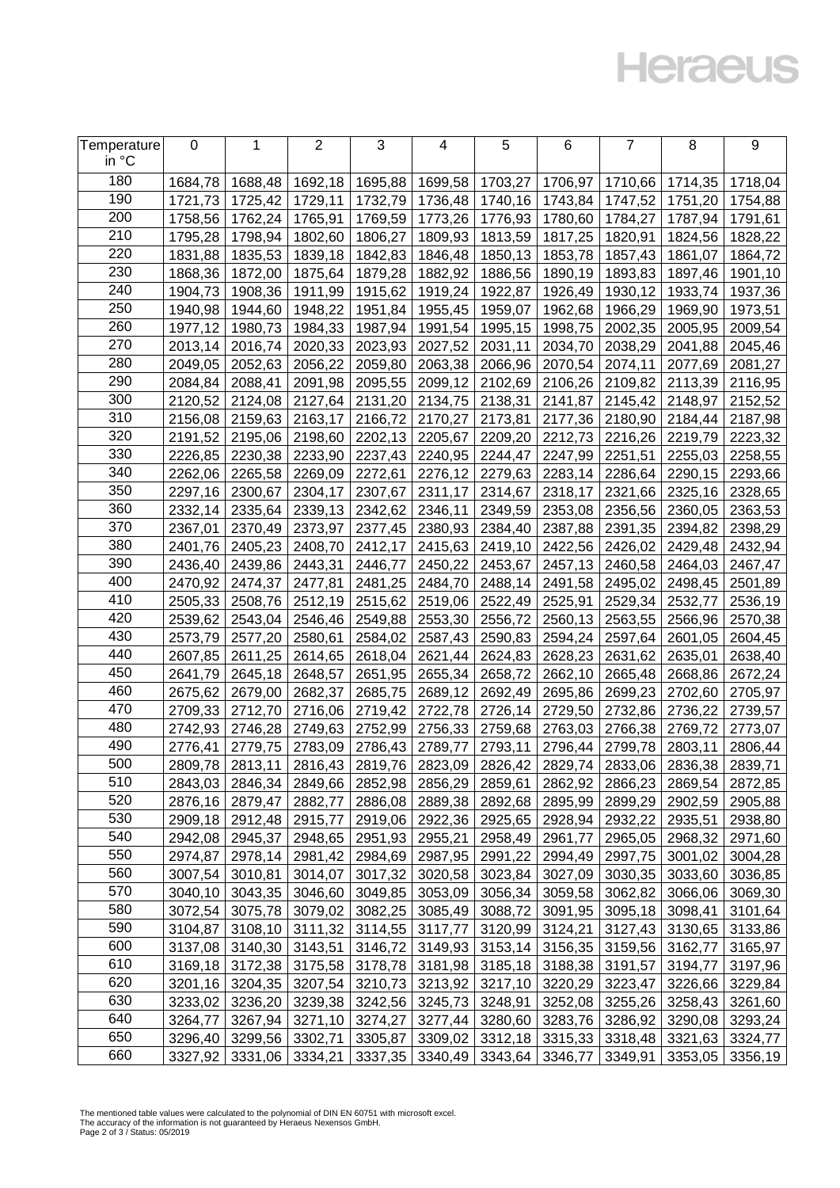| Temperature in °C | 0 | 1 | 2 | 3 | 4 | 5 | 6 | 7 | 8 | 9 |
|---|---|---|---|---|---|---|---|---|---|---|
| 180 | 1684,78 | 1688,48 | 1692,18 | 1695,88 | 1699,58 | 1703,27 | 1706,97 | 1710,66 | 1714,35 | 1718,04 |
| 190 | 1721,73 | 1725,42 | 1729,11 | 1732,79 | 1736,48 | 1740,16 | 1743,84 | 1747,52 | 1751,20 | 1754,88 |
| 200 | 1758,56 | 1762,24 | 1765,91 | 1769,59 | 1773,26 | 1776,93 | 1780,60 | 1784,27 | 1787,94 | 1791,61 |
| 210 | 1795,28 | 1798,94 | 1802,60 | 1806,27 | 1809,93 | 1813,59 | 1817,25 | 1820,91 | 1824,56 | 1828,22 |
| 220 | 1831,88 | 1835,53 | 1839,18 | 1842,83 | 1846,48 | 1850,13 | 1853,78 | 1857,43 | 1861,07 | 1864,72 |
| 230 | 1868,36 | 1872,00 | 1875,64 | 1879,28 | 1882,92 | 1886,56 | 1890,19 | 1893,83 | 1897,46 | 1901,10 |
| 240 | 1904,73 | 1908,36 | 1911,99 | 1915,62 | 1919,24 | 1922,87 | 1926,49 | 1930,12 | 1933,74 | 1937,36 |
| 250 | 1940,98 | 1944,60 | 1948,22 | 1951,84 | 1955,45 | 1959,07 | 1962,68 | 1966,29 | 1969,90 | 1973,51 |
| 260 | 1977,12 | 1980,73 | 1984,33 | 1987,94 | 1991,54 | 1995,15 | 1998,75 | 2002,35 | 2005,95 | 2009,54 |
| 270 | 2013,14 | 2016,74 | 2020,33 | 2023,93 | 2027,52 | 2031,11 | 2034,70 | 2038,29 | 2041,88 | 2045,46 |
| 280 | 2049,05 | 2052,63 | 2056,22 | 2059,80 | 2063,38 | 2066,96 | 2070,54 | 2074,11 | 2077,69 | 2081,27 |
| 290 | 2084,84 | 2088,41 | 2091,98 | 2095,55 | 2099,12 | 2102,69 | 2106,26 | 2109,82 | 2113,39 | 2116,95 |
| 300 | 2120,52 | 2124,08 | 2127,64 | 2131,20 | 2134,75 | 2138,31 | 2141,87 | 2145,42 | 2148,97 | 2152,52 |
| 310 | 2156,08 | 2159,63 | 2163,17 | 2166,72 | 2170,27 | 2173,81 | 2177,36 | 2180,90 | 2184,44 | 2187,98 |
| 320 | 2191,52 | 2195,06 | 2198,60 | 2202,13 | 2205,67 | 2209,20 | 2212,73 | 2216,26 | 2219,79 | 2223,32 |
| 330 | 2226,85 | 2230,38 | 2233,90 | 2237,43 | 2240,95 | 2244,47 | 2247,99 | 2251,51 | 2255,03 | 2258,55 |
| 340 | 2262,06 | 2265,58 | 2269,09 | 2272,61 | 2276,12 | 2279,63 | 2283,14 | 2286,64 | 2290,15 | 2293,66 |
| 350 | 2297,16 | 2300,67 | 2304,17 | 2307,67 | 2311,17 | 2314,67 | 2318,17 | 2321,66 | 2325,16 | 2328,65 |
| 360 | 2332,14 | 2335,64 | 2339,13 | 2342,62 | 2346,11 | 2349,59 | 2353,08 | 2356,56 | 2360,05 | 2363,53 |
| 370 | 2367,01 | 2370,49 | 2373,97 | 2377,45 | 2380,93 | 2384,40 | 2387,88 | 2391,35 | 2394,82 | 2398,29 |
| 380 | 2401,76 | 2405,23 | 2408,70 | 2412,17 | 2415,63 | 2419,10 | 2422,56 | 2426,02 | 2429,48 | 2432,94 |
| 390 | 2436,40 | 2439,86 | 2443,31 | 2446,77 | 2450,22 | 2453,67 | 2457,13 | 2460,58 | 2464,03 | 2467,47 |
| 400 | 2470,92 | 2474,37 | 2477,81 | 2481,25 | 2484,70 | 2488,14 | 2491,58 | 2495,02 | 2498,45 | 2501,89 |
| 410 | 2505,33 | 2508,76 | 2512,19 | 2515,62 | 2519,06 | 2522,49 | 2525,91 | 2529,34 | 2532,77 | 2536,19 |
| 420 | 2539,62 | 2543,04 | 2546,46 | 2549,88 | 2553,30 | 2556,72 | 2560,13 | 2563,55 | 2566,96 | 2570,38 |
| 430 | 2573,79 | 2577,20 | 2580,61 | 2584,02 | 2587,43 | 2590,83 | 2594,24 | 2597,64 | 2601,05 | 2604,45 |
| 440 | 2607,85 | 2611,25 | 2614,65 | 2618,04 | 2621,44 | 2624,83 | 2628,23 | 2631,62 | 2635,01 | 2638,40 |
| 450 | 2641,79 | 2645,18 | 2648,57 | 2651,95 | 2655,34 | 2658,72 | 2662,10 | 2665,48 | 2668,86 | 2672,24 |
| 460 | 2675,62 | 2679,00 | 2682,37 | 2685,75 | 2689,12 | 2692,49 | 2695,86 | 2699,23 | 2702,60 | 2705,97 |
| 470 | 2709,33 | 2712,70 | 2716,06 | 2719,42 | 2722,78 | 2726,14 | 2729,50 | 2732,86 | 2736,22 | 2739,57 |
| 480 | 2742,93 | 2746,28 | 2749,63 | 2752,99 | 2756,33 | 2759,68 | 2763,03 | 2766,38 | 2769,72 | 2773,07 |
| 490 | 2776,41 | 2779,75 | 2783,09 | 2786,43 | 2789,77 | 2793,11 | 2796,44 | 2799,78 | 2803,11 | 2806,44 |
| 500 | 2809,78 | 2813,11 | 2816,43 | 2819,76 | 2823,09 | 2826,42 | 2829,74 | 2833,06 | 2836,38 | 2839,71 |
| 510 | 2843,03 | 2846,34 | 2849,66 | 2852,98 | 2856,29 | 2859,61 | 2862,92 | 2866,23 | 2869,54 | 2872,85 |
| 520 | 2876,16 | 2879,47 | 2882,77 | 2886,08 | 2889,38 | 2892,68 | 2895,99 | 2899,29 | 2902,59 | 2905,88 |
| 530 | 2909,18 | 2912,48 | 2915,77 | 2919,06 | 2922,36 | 2925,65 | 2928,94 | 2932,22 | 2935,51 | 2938,80 |
| 540 | 2942,08 | 2945,37 | 2948,65 | 2951,93 | 2955,21 | 2958,49 | 2961,77 | 2965,05 | 2968,32 | 2971,60 |
| 550 | 2974,87 | 2978,14 | 2981,42 | 2984,69 | 2987,95 | 2991,22 | 2994,49 | 2997,75 | 3001,02 | 3004,28 |
| 560 | 3007,54 | 3010,81 | 3014,07 | 3017,32 | 3020,58 | 3023,84 | 3027,09 | 3030,35 | 3033,60 | 3036,85 |
| 570 | 3040,10 | 3043,35 | 3046,60 | 3049,85 | 3053,09 | 3056,34 | 3059,58 | 3062,82 | 3066,06 | 3069,30 |
| 580 | 3072,54 | 3075,78 | 3079,02 | 3082,25 | 3085,49 | 3088,72 | 3091,95 | 3095,18 | 3098,41 | 3101,64 |
| 590 | 3104,87 | 3108,10 | 3111,32 | 3114,55 | 3117,77 | 3120,99 | 3124,21 | 3127,43 | 3130,65 | 3133,86 |
| 600 | 3137,08 | 3140,30 | 3143,51 | 3146,72 | 3149,93 | 3153,14 | 3156,35 | 3159,56 | 3162,77 | 3165,97 |
| 610 | 3169,18 | 3172,38 | 3175,58 | 3178,78 | 3181,98 | 3185,18 | 3188,38 | 3191,57 | 3194,77 | 3197,96 |
| 620 | 3201,16 | 3204,35 | 3207,54 | 3210,73 | 3213,92 | 3217,10 | 3220,29 | 3223,47 | 3226,66 | 3229,84 |
| 630 | 3233,02 | 3236,20 | 3239,38 | 3242,56 | 3245,73 | 3248,91 | 3252,08 | 3255,26 | 3258,43 | 3261,60 |
| 640 | 3264,77 | 3267,94 | 3271,10 | 3274,27 | 3277,44 | 3280,60 | 3283,76 | 3286,92 | 3290,08 | 3293,24 |
| 650 | 3296,40 | 3299,56 | 3302,71 | 3305,87 | 3309,02 | 3312,18 | 3315,33 | 3318,48 | 3321,63 | 3324,77 |
| 660 | 3327,92 | 3331,06 | 3334,21 | 3337,35 | 3340,49 | 3343,64 | 3346,77 | 3349,91 | 3353,05 | 3356,19 |

The mentioned table values were calculated to the polynomial of DIN EN 60751 with microsoft excel.
The accuracy of the information is not guaranteed by Heraeus Nexensos GmbH.
Status: 05/2019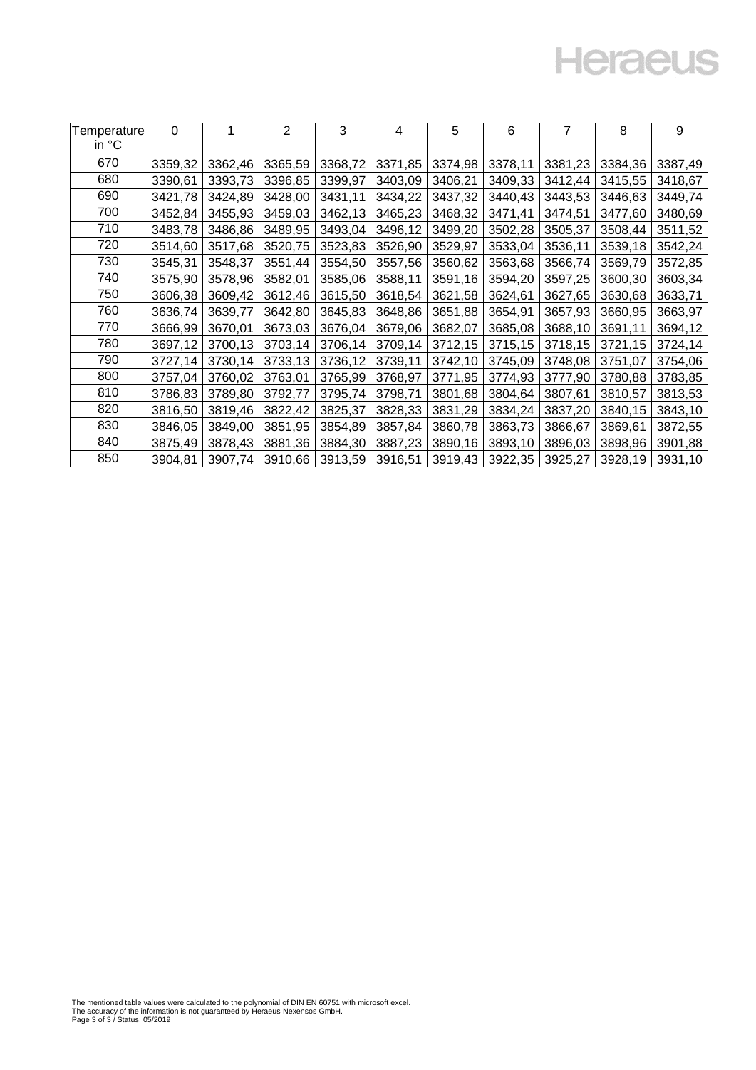| Temperature in °C | 0 | 1 | 2 | 3 | 4 | 5 | 6 | 7 | 8 | 9 |
|---|---|---|---|---|---|---|---|---|---|---|
| 670 | 3359,32 | 3362,46 | 3365,59 | 3368,72 | 3371,85 | 3374,98 | 3378,11 | 3381,23 | 3384,36 | 3387,49 |
| 680 | 3390,61 | 3393,73 | 3396,85 | 3399,97 | 3403,09 | 3406,21 | 3409,33 | 3412,44 | 3415,55 | 3418,67 |
| 690 | 3421,78 | 3424,89 | 3428,00 | 3431,11 | 3434,22 | 3437,32 | 3440,43 | 3443,53 | 3446,63 | 3449,74 |
| 700 | 3452,84 | 3455,93 | 3459,03 | 3462,13 | 3465,23 | 3468,32 | 3471,41 | 3474,51 | 3477,60 | 3480,69 |
| 710 | 3483,78 | 3486,86 | 3489,95 | 3493,04 | 3496,12 | 3499,20 | 3502,28 | 3505,37 | 3508,44 | 3511,52 |
| 720 | 3514,60 | 3517,68 | 3520,75 | 3523,83 | 3526,90 | 3529,97 | 3533,04 | 3536,11 | 3539,18 | 3542,24 |
| 730 | 3545,31 | 3548,37 | 3551,44 | 3554,50 | 3557,56 | 3560,62 | 3563,68 | 3566,74 | 3569,79 | 3572,85 |
| 740 | 3575,90 | 3578,96 | 3582,01 | 3585,06 | 3588,11 | 3591,16 | 3594,20 | 3597,25 | 3600,30 | 3603,34 |
| 750 | 3606,38 | 3609,42 | 3612,46 | 3615,50 | 3618,54 | 3621,58 | 3624,61 | 3627,65 | 3630,68 | 3633,71 |
| 760 | 3636,74 | 3639,77 | 3642,80 | 3645,83 | 3648,86 | 3651,88 | 3654,91 | 3657,93 | 3660,95 | 3663,97 |
| 770 | 3666,99 | 3670,01 | 3673,03 | 3676,04 | 3679,06 | 3682,07 | 3685,08 | 3688,10 | 3691,11 | 3694,12 |
| 780 | 3697,12 | 3700,13 | 3703,14 | 3706,14 | 3709,14 | 3712,15 | 3715,15 | 3718,15 | 3721,15 | 3724,14 |
| 790 | 3727,14 | 3730,14 | 3733,13 | 3736,12 | 3739,11 | 3742,10 | 3745,09 | 3748,08 | 3751,07 | 3754,06 |
| 800 | 3757,04 | 3760,02 | 3763,01 | 3765,99 | 3768,97 | 3771,95 | 3774,93 | 3777,90 | 3780,88 | 3783,85 |
| 810 | 3786,83 | 3789,80 | 3792,77 | 3795,74 | 3798,71 | 3801,68 | 3804,64 | 3807,61 | 3810,57 | 3813,53 |
| 820 | 3816,50 | 3819,46 | 3822,42 | 3825,37 | 3828,33 | 3831,29 | 3834,24 | 3837,20 | 3840,15 | 3843,10 |
| 830 | 3846,05 | 3849,00 | 3851,95 | 3854,89 | 3857,84 | 3860,78 | 3863,73 | 3866,67 | 3869,61 | 3872,55 |
| 840 | 3875,49 | 3878,43 | 3881,36 | 3884,30 | 3887,23 | 3890,16 | 3893,10 | 3896,03 | 3898,96 | 3901,88 |
| 850 | 3904,81 | 3907,74 | 3910,66 | 3913,59 | 3916,51 | 3919,43 | 3922,35 | 3925,27 | 3928,19 | 3931,10 |

The mentioned table values were calculated to the polynomial of DIN EN 60751 with microsoft excel.
The accuracy of the information is not guaranteed by Heraeus Nexensos GmbH.
Status: 05/2019